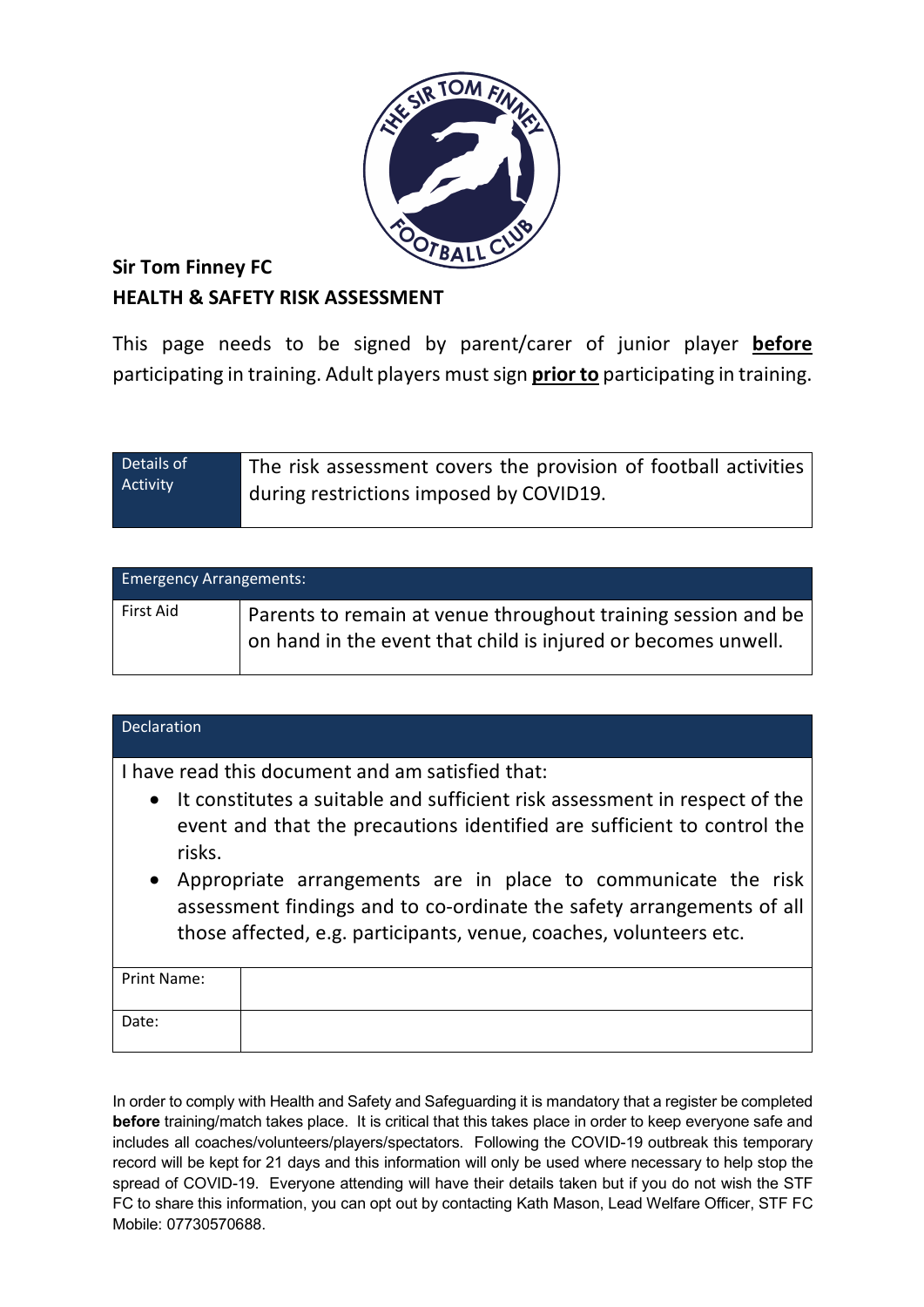**Sir Tom Finney FC**
**HEALTH & SAFETY RISK ASSESSMENT**

This page needs to be signed by parent/carer of junior player **before** participating in training. Adult players must sign **prior to** participating in training.

| | |
|---|---|
| Details of Activity | The risk assessment covers the provision of football activities during restrictions imposed by COVID19. |

| Emergency Arrangements: | |
|---|---|
| First Aid | Parents to remain at venue throughout training session and be on hand in the event that child is injured or becomes unwell. |

**Declaration**

I have read this document and am satisfied that:

- It constitutes a suitable and sufficient risk assessment in respect of the event and that the precautions identified are sufficient to control the risks.
- Appropriate arrangements are in place to communicate the risk assessment findings and to co-ordinate the safety arrangements of all those affected, e.g. participants, venue, coaches, volunteers etc.

| | |
|---|---|
| Print Name: | |
| Date: | |

In order to comply with Health and Safety and Safeguarding it is mandatory that a register be completed **before** training/match takes place. It is critical that this takes place in order to keep everyone safe and includes all coaches/volunteers/players/spectators. Following the COVID-19 outbreak this temporary record will be kept for 21 days and this information will only be used where necessary to help stop the spread of COVID-19. Everyone attending will have their details taken but if you do not wish the STF FC to share this information, you can opt out by contacting Kath Mason, Lead Welfare Officer, STF FC Mobile: 07730570688.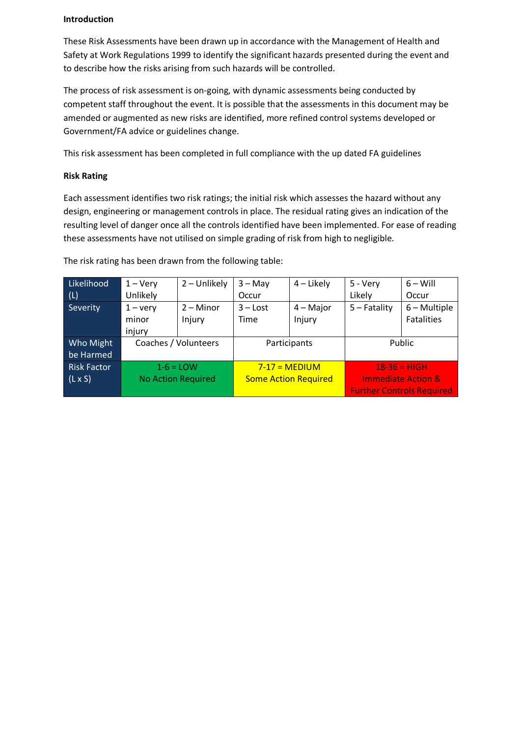**Introduction**

These Risk Assessments have been drawn up in accordance with the Management of Health and Safety at Work Regulations 1999 to identify the significant hazards presented during the event and to describe how the risks arising from such hazards will be controlled.

The process of risk assessment is on-going, with dynamic assessments being conducted by competent staff throughout the event. It is possible that the assessments in this document may be amended or augmented as new risks are identified, more refined control systems developed or Government/FA advice or guidelines change.

This risk assessment has been completed in full compliance with the up dated FA guidelines

**Risk Rating**

Each assessment identifies two risk ratings; the initial risk which assesses the hazard without any design, engineering or management controls in place. The residual rating gives an indication of the resulting level of danger once all the controls identified have been implemented. For ease of reading these assessments have not utilised on simple grading of risk from high to negligible.

The risk rating has been drawn from the following table:

| | | | | | | |
|---|---|---|---|---|---|---|
| Likelihood (L) | 1 – Very Unlikely | 2 – Unlikely | 3 – May Occur | 4 – Likely | 5 - Very Likely | 6 – Will Occur |
| Severity | 1 – very minor injury | 2 – Minor Injury | 3 – Lost Time | 4 – Major Injury | 5 – Fatality | 6 – Multiple Fatalities |
| Who Might be Harmed | Coaches / Volunteers | | Participants | | Public | |
| Risk Factor (L x S) | 1-6 = LOW No Action Required | | 7-17 = MEDIUM Some Action Required | | 18-36 = HIGH Immediate Action & Further Controls Required | |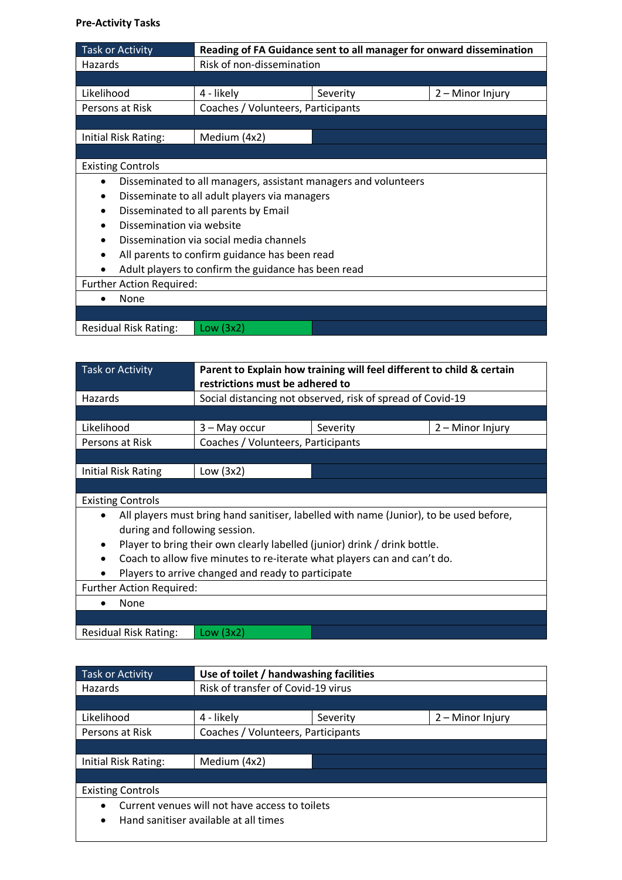**Pre-Activity Tasks**

| | | | |
|---|---|---|---|
| Task or Activity | **Reading of FA Guidance sent to all manager for onward dissemination** | | |
| Hazards | Risk of non-dissemination | | |
| Likelihood | 4 - likely | Severity | 2 – Minor Injury |
| Persons at Risk | Coaches / Volunteers, Participants | | |
| Initial Risk Rating: | Medium (4x2) | | |
| Existing Controls | | | |
| • Disseminated to all managers, assistant managers and volunteers<br>• Disseminate to all adult players via managers<br>• Disseminated to all parents by Email<br>• Dissemination via website<br>• Dissemination via social media channels<br>• All parents to confirm guidance has been read<br>• Adult players to confirm the guidance has been read | | | |
| Further Action Required: | | | |
| • None | | | |
| Residual Risk Rating: | Low (3x2) | | |

| | | | |
|---|---|---|---|
| Task or Activity | **Parent to Explain how training will feel different to child & certain restrictions must be adhered to** | | |
| Hazards | Social distancing not observed, risk of spread of Covid-19 | | |
| Likelihood | 3 – May occur | Severity | 2 – Minor Injury |
| Persons at Risk | Coaches / Volunteers, Participants | | |
| Initial Risk Rating | Low (3x2) | | |
| Existing Controls | | | |
| • All players must bring hand sanitiser, labelled with name (Junior), to be used before, during and following session.<br>• Player to bring their own clearly labelled (junior) drink / drink bottle.<br>• Coach to allow five minutes to re-iterate what players can and can't do.<br>• Players to arrive changed and ready to participate | | | |
| Further Action Required: | | | |
| • None | | | |
| Residual Risk Rating: | Low (3x2) | | |

| | | | |
|---|---|---|---|
| Task or Activity | **Use of toilet / handwashing facilities** | | |
| Hazards | Risk of transfer of Covid-19 virus | | |
| Likelihood | 4 - likely | Severity | 2 – Minor Injury |
| Persons at Risk | Coaches / Volunteers, Participants | | |
| Initial Risk Rating: | Medium (4x2) | | |
| Existing Controls | | | |
| • Current venues will not have access to toilets<br>• Hand sanitiser available at all times | | | |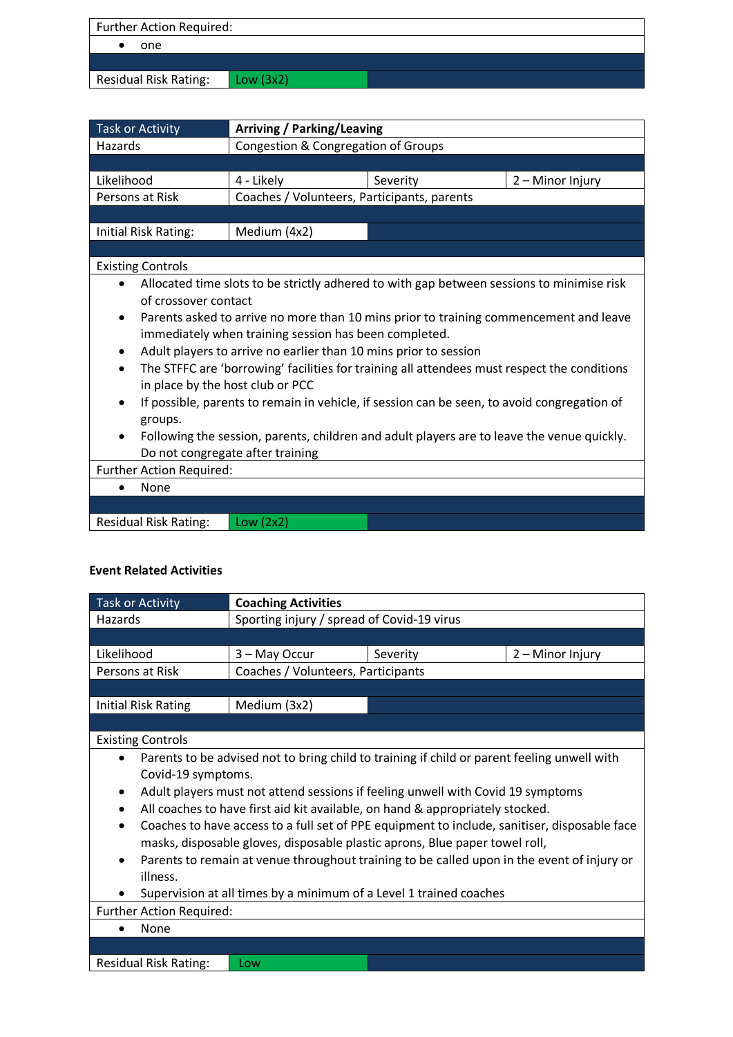| | | | |
|---|---|---|---|
| Further Action Required: | | | |
| • one | | | |
| | | | |
| Residual Risk Rating: | Low (3x2) | | |

| | | | |
|---|---|---|---|
| Task or Activity | **Arriving / Parking/Leaving** | | |
| Hazards | Congestion & Congregation of Groups | | |
| | | | |
| Likelihood | 4 - Likely | Severity | 2 – Minor Injury |
| Persons at Risk | Coaches / Volunteers, Participants, parents | | |
| | | | |
| Initial Risk Rating: | Medium (4x2) | | |
| | | | |
| Existing Controls | | | |
| • Allocated time slots to be strictly adhered to with gap between sessions to minimise risk of crossover contact<br>• Parents asked to arrive no more than 10 mins prior to training commencement and leave immediately when training session has been completed.<br>• Adult players to arrive no earlier than 10 mins prior to session<br>• The STFFC are 'borrowing' facilities for training all attendees must respect the conditions in place by the host club or PCC<br>• If possible, parents to remain in vehicle, if session can be seen, to avoid congregation of groups.<br>• Following the session, parents, children and adult players are to leave the venue quickly. Do not congregate after training | | | |
| Further Action Required: | | | |
| • None | | | |
| | | | |
| Residual Risk Rating: | Low (2x2) | | |

**Event Related Activities**

| | | | |
|---|---|---|---|
| Task or Activity | **Coaching Activities** | | |
| Hazards | Sporting injury / spread of Covid-19 virus | | |
| | | | |
| Likelihood | 3 – May Occur | Severity | 2 – Minor Injury |
| Persons at Risk | Coaches / Volunteers, Participants | | |
| | | | |
| Initial Risk Rating | Medium (3x2) | | |
| | | | |
| Existing Controls | | | |
| • Parents to be advised not to bring child to training if child or parent feeling unwell with Covid-19 symptoms.<br>• Adult players must not attend sessions if feeling unwell with Covid 19 symptoms<br>• All coaches to have first aid kit available, on hand & appropriately stocked.<br>• Coaches to have access to a full set of PPE equipment to include, sanitiser, disposable face masks, disposable gloves, disposable plastic aprons, Blue paper towel roll,<br>• Parents to remain at venue throughout training to be called upon in the event of injury or illness.<br>• Supervision at all times by a minimum of a Level 1 trained coaches | | | |
| Further Action Required: | | | |
| • None | | | |
| | | | |
| Residual Risk Rating: | Low | | |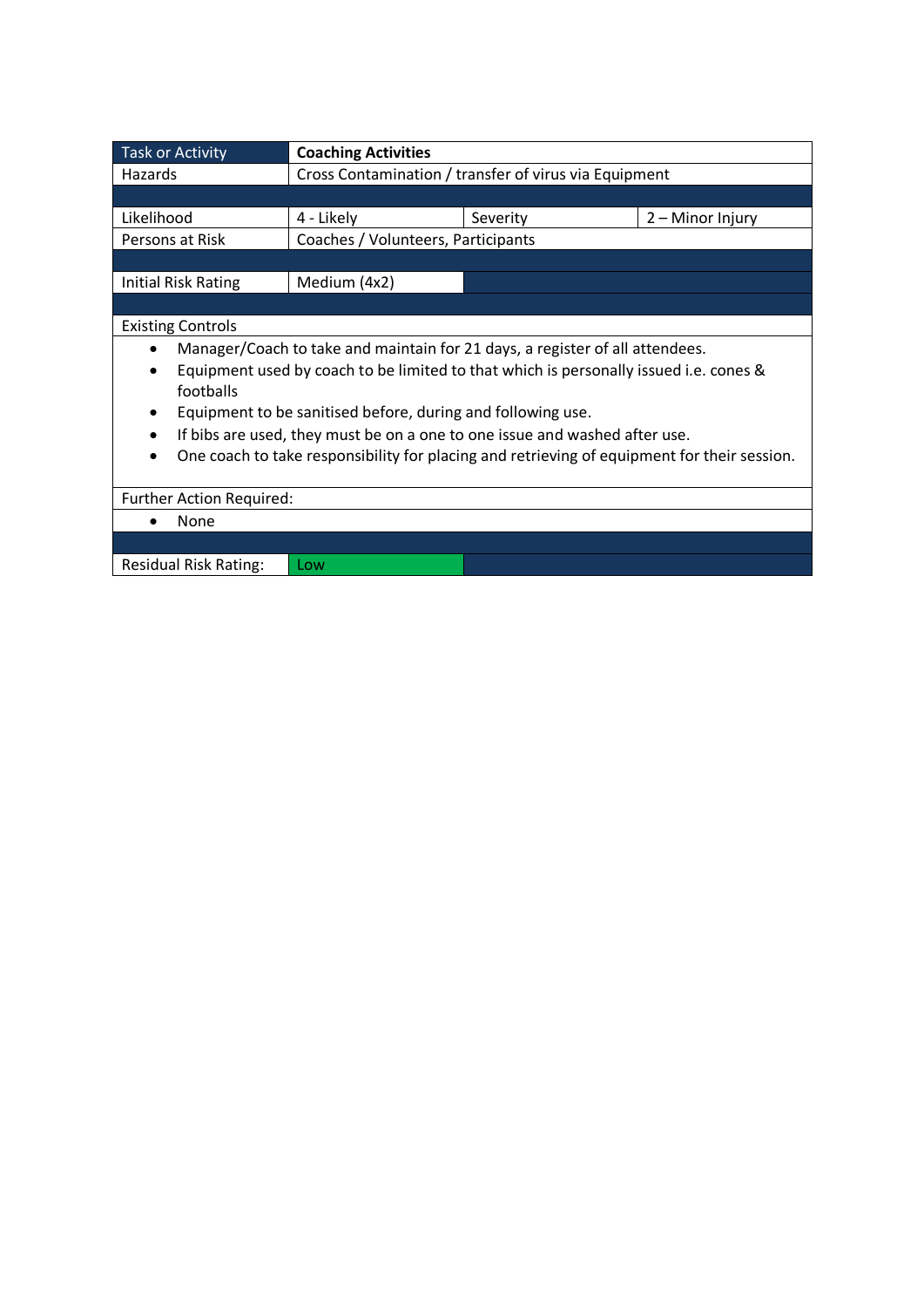| | | | |
|---|---|---|---|
| Task or Activity | **Coaching Activities** | | |
| Hazards | Cross Contamination / transfer of virus via Equipment | | |
| | | | |
| Likelihood | 4 - Likely | Severity | 2 – Minor Injury |
| Persons at Risk | Coaches / Volunteers, Participants | | |
| | | | |
| Initial Risk Rating | Medium (4x2) | | |
| | | | |
| Existing Controls | | | |

- Manager/Coach to take and maintain for 21 days, a register of all attendees.
- Equipment used by coach to be limited to that which is personally issued i.e. cones & footballs
- Equipment to be sanitised before, during and following use.
- If bibs are used, they must be on a one to one issue and washed after use.
- One coach to take responsibility for placing and retrieving of equipment for their session.

Further Action Required:

- None

| | |
|---|---|
| Residual Risk Rating: | Low |